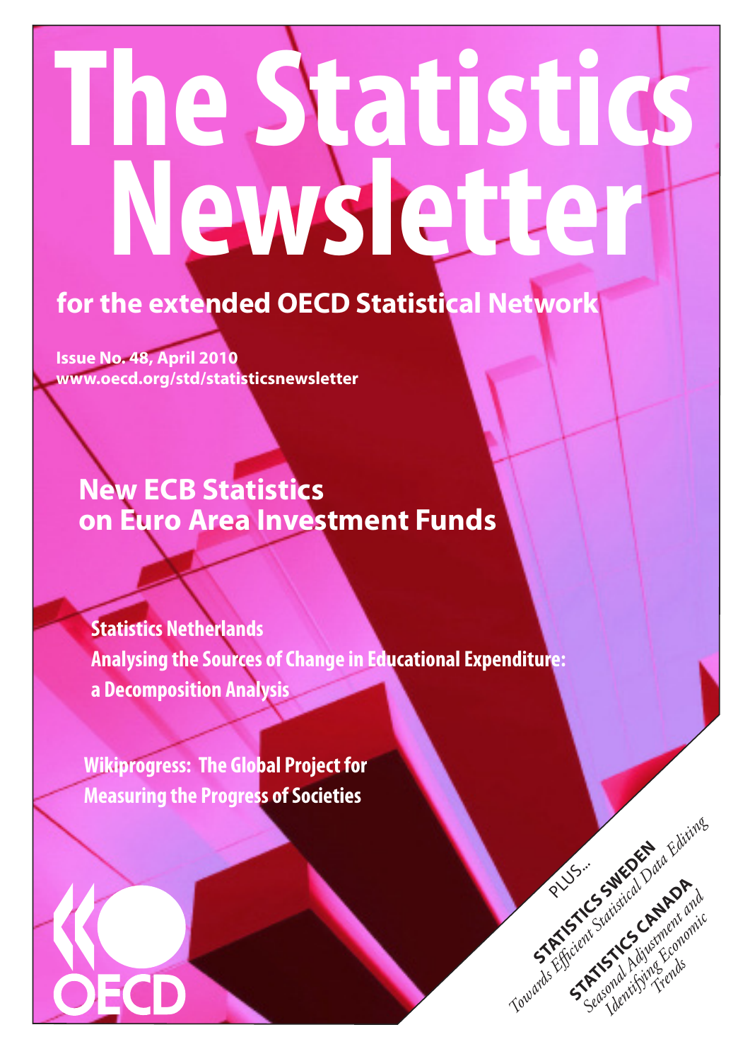# The Statistics Newsletter

## for the extended OECD Statistical Network

**Issue No. 48, April 2010**
**www.oecd.org/std/statisticsnewsletter**

## New ECB Statistics on Euro Area Investment Funds

**Statistics Netherlands**
**Analysing the Sources of Change in Educational Expenditure: a Decomposition Analysis**

**Wikiprogress: The Global Project for Measuring the Progress of Societies**

PLUS...

**STATISTICS SWEDEN**
*Towards Efficient Statistical Data Editing*

**STATISTICS CANADA**
*Seasonal Adjustment and Identifying Economic Trends*

OECD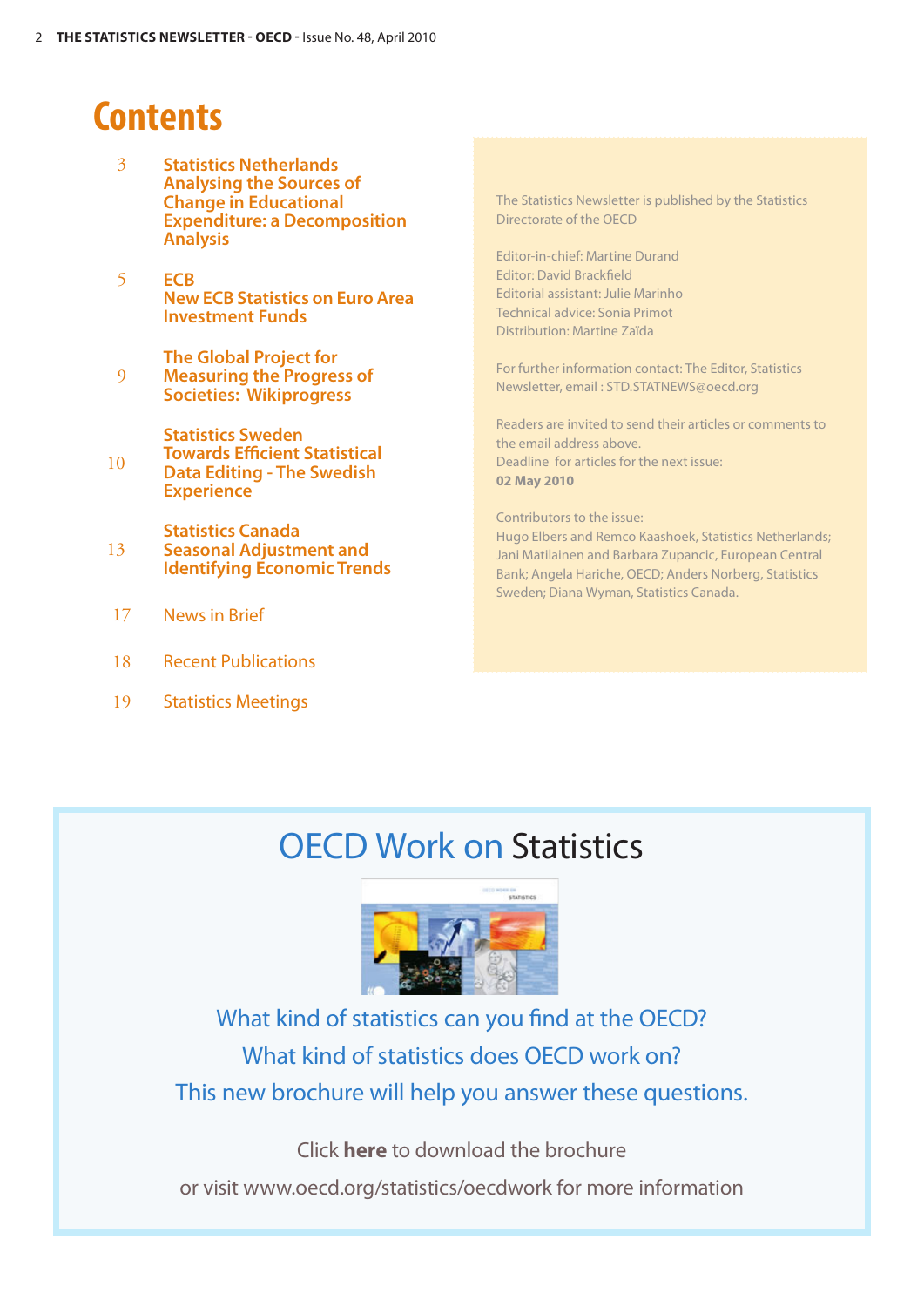# Contents

- 3 **Statistics Netherlands** **Analysing the Sources of Change in Educational Expenditure: a Decomposition Analysis**
- 5 **ECB** **New ECB Statistics on Euro Area Investment Funds**
- 9 **The Global Project for Measuring the Progress of Societies: Wikiprogress**
- 10 **Statistics Sweden** **Towards Efficient Statistical Data Editing - The Swedish Experience**
- 13 **Statistics Canada** **Seasonal Adjustment and Identifying Economic Trends**
- 17 News in Brief
- 18 Recent Publications
- 19 Statistics Meetings

The Statistics Newsletter is published by the Statistics Directorate of the OECD

Editor-in-chief: Martine Durand
Editor: David Brackfield
Editorial assistant: Julie Marinho
Technical advice: Sonia Primot
Distribution: Martine Zaïda

For further information contact: The Editor, Statistics Newsletter, email : STD.STATNEWS@oecd.org

Readers are invited to send their articles or comments to the email address above.
Deadline for articles for the next issue:
**02 May 2010**

Contributors to the issue:
Hugo Elbers and Remco Kaashoek, Statistics Netherlands; Jani Matilainen and Barbara Zupancic, European Central Bank; Angela Hariche, OECD; Anders Norberg, Statistics Sweden; Diana Wyman, Statistics Canada.

## OECD Work on Statistics

What kind of statistics can you find at the OECD?
What kind of statistics does OECD work on?
This new brochure will help you answer these questions.

Click **here** to download the brochure

or visit www.oecd.org/statistics/oecdwork for more information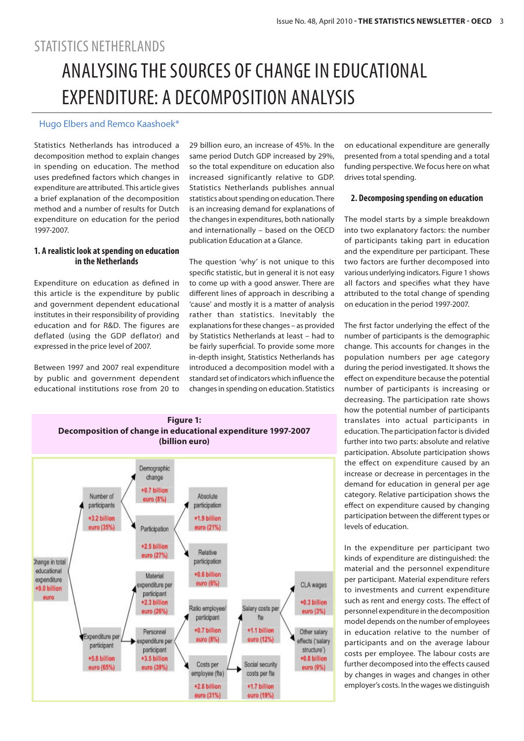STATISTICS NETHERLANDS

# ANALYSING THE SOURCES OF CHANGE IN EDUCATIONAL EXPENDITURE: A DECOMPOSITION ANALYSIS

Hugo Elbers and Remco Kaashoek*

Statistics Netherlands has introduced a decomposition method to explain changes in spending on education. The method uses predefined factors which changes in expenditure are attributed. This article gives a brief explanation of the decomposition method and a number of results for Dutch expenditure on education for the period 1997-2007.

## 1. A realistic look at spending on education in the Netherlands

Expenditure on education as defined in this article is the expenditure by public and government dependent educational institutes in their responsibility of providing education and for R&D. The figures are deflated (using the GDP deflator) and expressed in the price level of 2007.

Between 1997 and 2007 real expenditure by public and government dependent educational institutions rose from 20 to 29 billion euro, an increase of 45%. In the same period Dutch GDP increased by 29%, so the total expenditure on education also increased significantly relative to GDP. Statistics Netherlands publishes annual statistics about spending on education. There is an increasing demand for explanations of the changes in expenditures, both nationally and internationally – based on the OECD publication Education at a Glance.

The question 'why' is not unique to this specific statistic, but in general it is not easy to come up with a good answer. There are different lines of approach in describing a 'cause' and mostly it is a matter of analysis rather than statistics. Inevitably the explanations for these changes – as provided by Statistics Netherlands at least – had to be fairly superficial. To provide some more in-depth insight, Statistics Netherlands has introduced a decomposition model with a standard set of indicators which influence the changes in spending on education. Statistics on educational expenditure are generally presented from a total spending and a total funding perspective. We focus here on what drives total spending.

**Figure 1: Decomposition of change in educational expenditure 1997-2007 (billion euro)**

- Change in total educational expenditure: +9.0 billion euro
  - Number of participants: +3.2 billion euro (35%)
    - Demographic change: +0.7 billion euro (8%)
    - Participation: +2.5 billion euro (27%)
      - Absolute participation: +1.9 billion euro (21%)
      - Relative participation: +0.6 billion euro (6%)
  - Expenditure per participant: +5.8 billion euro (65%)
    - Material expenditure per participant: +2.3 billion euro (26%)
    - Personnel expenditure per participant: +3.5 billion euro (39%)
      - Ratio employee/participant: +0.7 billion euro (8%)
      - Costs per employee (fte): +2.8 billion euro (31%)
        - Salary costs per fte: +1.1 billion euro (12%)
          - CLA wages: +0.3 billion euro (3%)
          - Other salary effects ('salary structure'): +0.8 billion euro (9%)
        - Social security costs per fte: +1.7 billion euro (19%)

## 2. Decomposing spending on education

The model starts by a simple breakdown into two explanatory factors: the number of participants taking part in education and the expenditure per participant. These two factors are further decomposed into various underlying indicators. Figure 1 shows all factors and specifies what they have attributed to the total change of spending on education in the period 1997-2007.

The first factor underlying the effect of the number of participants is the demographic change. This accounts for changes in the population numbers per age category during the period investigated. It shows the effect on expenditure because the potential number of participants is increasing or decreasing. The participation rate shows how the potential number of participants translates into actual participants in education. The participation factor is divided further into two parts: absolute and relative participation. Absolute participation shows the effect on expenditure caused by an increase or decrease in the demand for education in general per age category. Relative participation shows the effect on expenditure caused by changing participation between the different types or levels of education.

In the expenditure per participant two kinds of expenditure are distinguished: the material and the personnel expenditure per participant. Material expenditure refers to investments and current expenditure such as rent and energy costs. The effect of personnel expenditure in the decomposition model depends on the number of employees in education relative to the number of participants and on the average labour costs per employee. The labour costs are further decomposed into the effects caused by changes in wages and changes in other employer's costs. In the wages we distinguish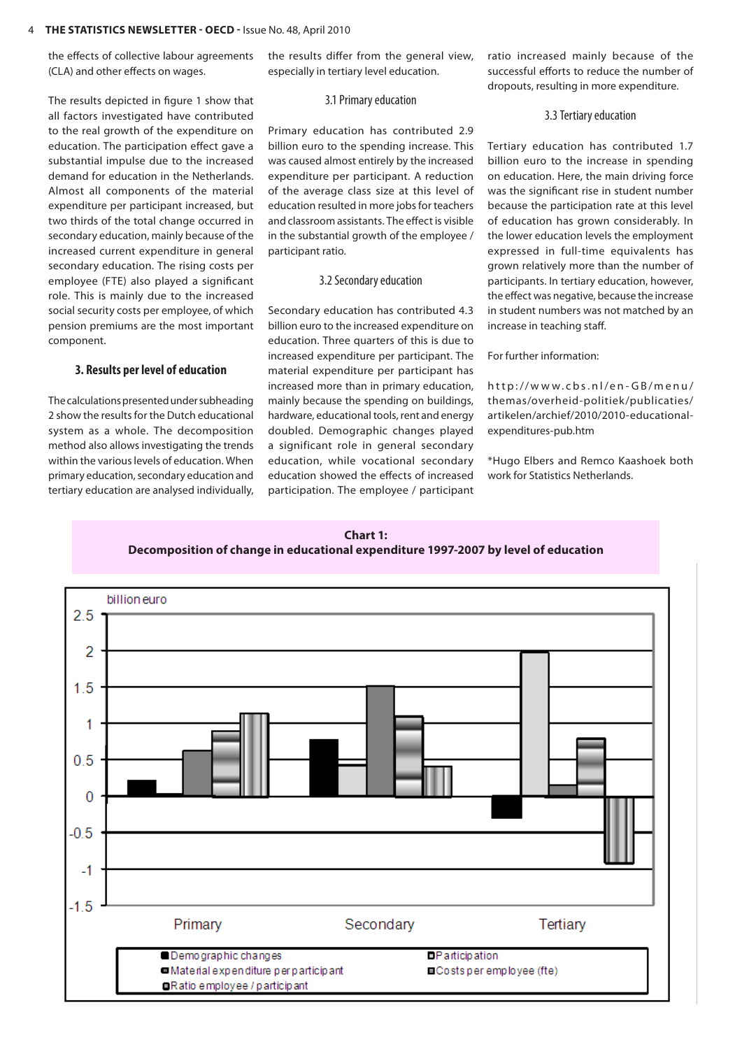the effects of collective labour agreements (CLA) and other effects on wages.

The results depicted in figure 1 show that all factors investigated have contributed to the real growth of the expenditure on education. The participation effect gave a substantial impulse due to the increased demand for education in the Netherlands. Almost all components of the material expenditure per participant increased, but two thirds of the total change occurred in secondary education, mainly because of the increased current expenditure in general secondary education. The rising costs per employee (FTE) also played a significant role. This is mainly due to the increased social security costs per employee, of which pension premiums are the most important component.

## 3. Results per level of education

The calculations presented under subheading 2 show the results for the Dutch educational system as a whole. The decomposition method also allows investigating the trends within the various levels of education. When primary education, secondary education and tertiary education are analysed individually, the results differ from the general view, especially in tertiary level education.

### 3.1 Primary education

Primary education has contributed 2.9 billion euro to the spending increase. This was caused almost entirely by the increased expenditure per participant. A reduction of the average class size at this level of education resulted in more jobs for teachers and classroom assistants. The effect is visible in the substantial growth of the employee / participant ratio.

### 3.2 Secondary education

Secondary education has contributed 4.3 billion euro to the increased expenditure on education. Three quarters of this is due to increased expenditure per participant. The material expenditure per participant has increased more than in primary education, mainly because the spending on buildings, hardware, educational tools, rent and energy doubled. Demographic changes played a significant role in general secondary education, while vocational secondary education showed the effects of increased participation. The employee / participant ratio increased mainly because of the successful efforts to reduce the number of dropouts, resulting in more expenditure.

### 3.3 Tertiary education

Tertiary education has contributed 1.7 billion euro to the increase in spending on education. Here, the main driving force was the significant rise in student number because the participation rate at this level of education has grown considerably. In the lower education levels the employment expressed in full-time equivalents has grown relatively more than the number of participants. In tertiary education, however, the effect was negative, because the increase in student numbers was not matched by an increase in teaching staff.

For further information:

http://www.cbs.nl/en-GB/menu/themas/overheid-politiek/publicaties/artikelen/archief/2010/2010-educational-expenditures-pub.htm

*Hugo Elbers and Remco Kaashoek both work for Statistics Netherlands.

**Chart 1:**
**Decomposition of change in educational expenditure 1997-2007 by level of education**

billion euro

Legend: Demographic changes; Participation; Material expenditure per participant; Costs per employee (fte); Ratio employee / participant

Categories: Primary, Secondary, Tertiary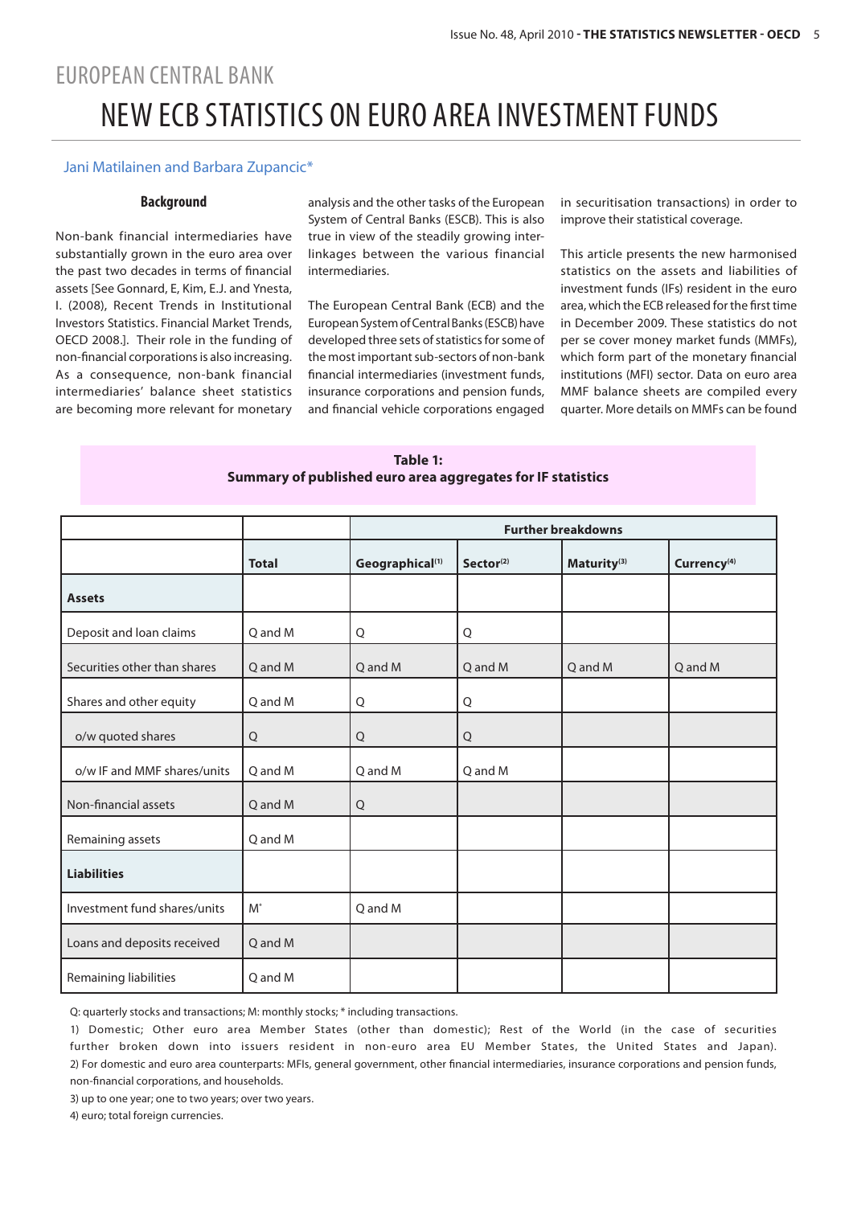# EUROPEAN CENTRAL BANK

# NEW ECB STATISTICS ON EURO AREA INVESTMENT FUNDS

Jani Matilainen and Barbara Zupancic*

### Background

Non-bank financial intermediaries have substantially grown in the euro area over the past two decades in terms of financial assets [See Gonnard, E, Kim, E.J. and Ynesta, I. (2008), Recent Trends in Institutional Investors Statistics. Financial Market Trends, OECD 2008.]. Their role in the funding of non-financial corporations is also increasing. As a consequence, non-bank financial intermediaries' balance sheet statistics are becoming more relevant for monetary analysis and the other tasks of the European System of Central Banks (ESCB). This is also true in view of the steadily growing inter-linkages between the various financial intermediaries.

The European Central Bank (ECB) and the European System of Central Banks (ESCB) have developed three sets of statistics for some of the most important sub-sectors of non-bank financial intermediaries (investment funds, insurance corporations and pension funds, and financial vehicle corporations engaged in securitisation transactions) in order to improve their statistical coverage.

This article presents the new harmonised statistics on the assets and liabilities of investment funds (IFs) resident in the euro area, which the ECB released for the first time in December 2009. These statistics do not per se cover money market funds (MMFs), which form part of the monetary financial institutions (MFI) sector. Data on euro area MMF balance sheets are compiled every quarter. More details on MMFs can be found

**Table 1:**
**Summary of published euro area aggregates for IF statistics**

| | | Further breakdowns | | | |
|---|---|---|---|---|---|
| | **Total** | **Geographical(1)** | **Sector(2)** | **Maturity(3)** | **Currency(4)** |
| **Assets** | | | | | |
| Deposit and loan claims | Q and M | Q | Q | | |
| Securities other than shares | Q and M | Q and M | Q and M | Q and M | Q and M |
| Shares and other equity | Q and M | Q | Q | | |
| o/w quoted shares | Q | Q | Q | | |
| o/w IF and MMF shares/units | Q and M | Q and M | Q and M | | |
| Non-financial assets | Q and M | Q | | | |
| Remaining assets | Q and M | | | | |
| **Liabilities** | | | | | |
| Investment fund shares/units | M* | Q and M | | | |
| Loans and deposits received | Q and M | | | | |
| Remaining liabilities | Q and M | | | | |

Q: quarterly stocks and transactions; M: monthly stocks; * including transactions.

1) Domestic; Other euro area Member States (other than domestic); Rest of the World (in the case of securities further broken down into issuers resident in non-euro area EU Member States, the United States and Japan).

2) For domestic and euro area counterparts: MFIs, general government, other financial intermediaries, insurance corporations and pension funds, non-financial corporations, and households.

3) up to one year; one to two years; over two years.

4) euro; total foreign currencies.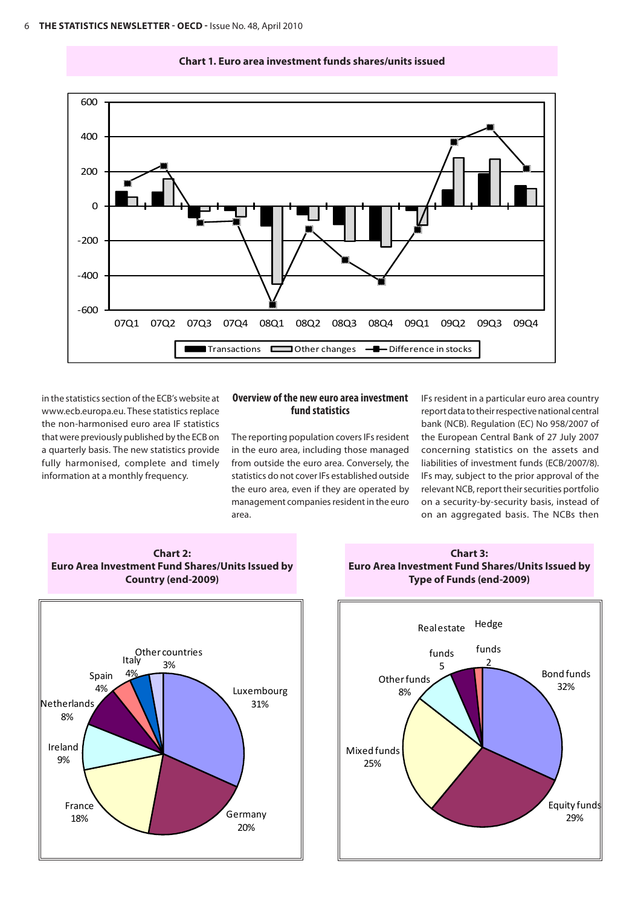**Chart 1. Euro area investment funds shares/units issued**

**Chart 2: Euro Area Investment Fund Shares/Units Issued by Country (end-2009)**

**Chart 3: Euro Area Investment Fund Shares/Units Issued by Type of Funds (end-2009)**

in the statistics section of the ECB's website at www.ecb.europa.eu. These statistics replace the non-harmonised euro area IF statistics that were previously published by the ECB on a quarterly basis. The new statistics provide fully harmonised, complete and timely information at a monthly frequency.

## Overview of the new euro area investment fund statistics

The reporting population covers IFs resident in the euro area, including those managed from outside the euro area. Conversely, the statistics do not cover IFs established outside the euro area, even if they are operated by management companies resident in the euro area.

IFs resident in a particular euro area country report data to their respective national central bank (NCB). Regulation (EC) No 958/2007 of the European Central Bank of 27 July 2007 concerning statistics on the assets and liabilities of investment funds (ECB/2007/8). IFs may, subject to the prior approval of the relevant NCB, report their securities portfolio on a security-by-security basis, instead of on an aggregated basis. The NCBs then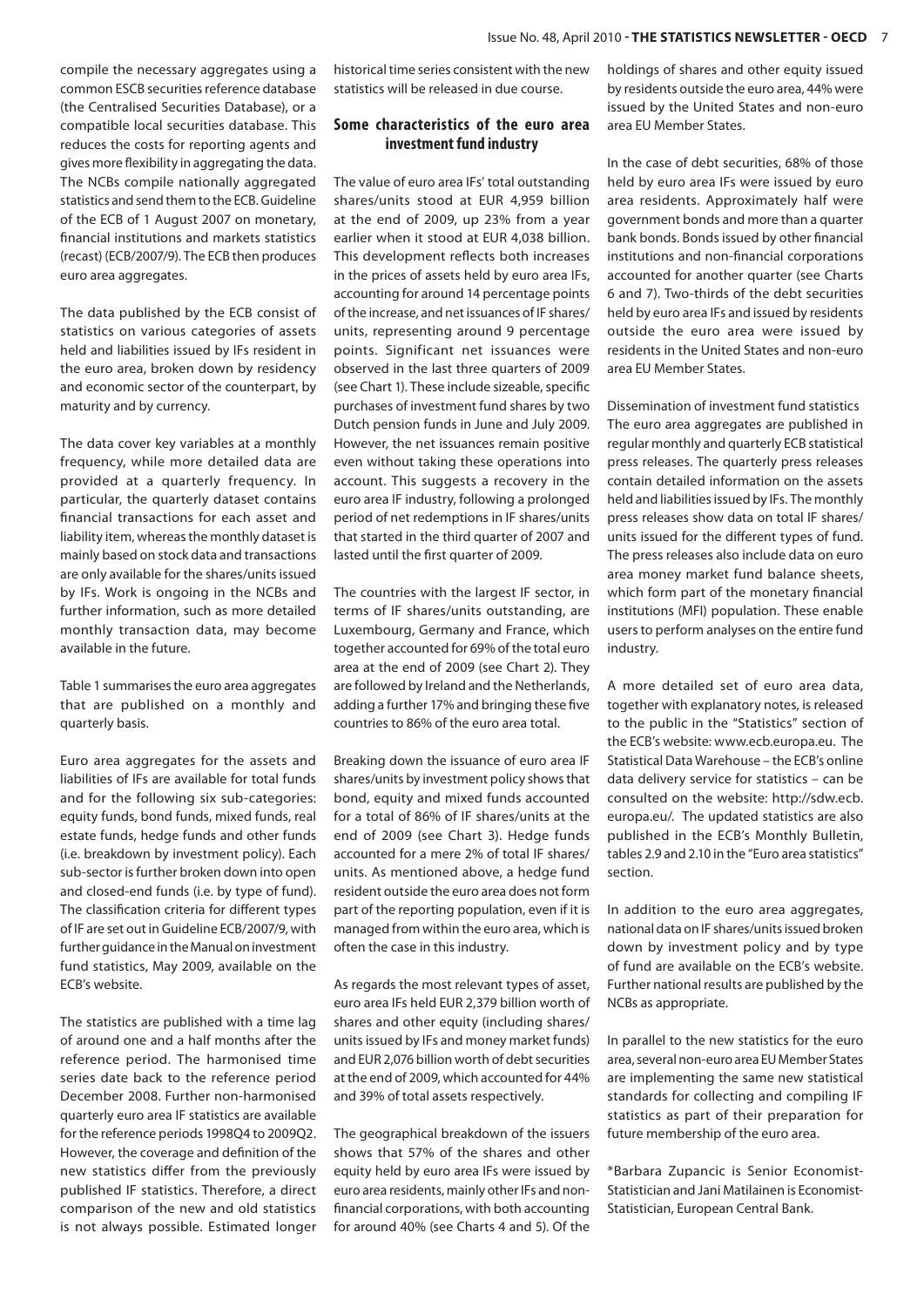compile the necessary aggregates using a common ESCB securities reference database (the Centralised Securities Database), or a compatible local securities database. This reduces the costs for reporting agents and gives more flexibility in aggregating the data. The NCBs compile nationally aggregated statistics and send them to the ECB. Guideline of the ECB of 1 August 2007 on monetary, financial institutions and markets statistics (recast) (ECB/2007/9). The ECB then produces euro area aggregates.

The data published by the ECB consist of statistics on various categories of assets held and liabilities issued by IFs resident in the euro area, broken down by residency and economic sector of the counterpart, by maturity and by currency.

The data cover key variables at a monthly frequency, while more detailed data are provided at a quarterly frequency. In particular, the quarterly dataset contains financial transactions for each asset and liability item, whereas the monthly dataset is mainly based on stock data and transactions are only available for the shares/units issued by IFs. Work is ongoing in the NCBs and further information, such as more detailed monthly transaction data, may become available in the future.

Table 1 summarises the euro area aggregates that are published on a monthly and quarterly basis.

Euro area aggregates for the assets and liabilities of IFs are available for total funds and for the following six sub-categories: equity funds, bond funds, mixed funds, real estate funds, hedge funds and other funds (i.e. breakdown by investment policy). Each sub-sector is further broken down into open and closed-end funds (i.e. by type of fund). The classification criteria for different types of IF are set out in Guideline ECB/2007/9, with further guidance in the Manual on investment fund statistics, May 2009, available on the ECB's website.

The statistics are published with a time lag of around one and a half months after the reference period. The harmonised time series date back to the reference period December 2008. Further non-harmonised quarterly euro area IF statistics are available for the reference periods 1998Q4 to 2009Q2. However, the coverage and definition of the new statistics differ from the previously published IF statistics. Therefore, a direct comparison of the new and old statistics is not always possible. Estimated longer historical time series consistent with the new statistics will be released in due course.

## Some characteristics of the euro area investment fund industry

The value of euro area IFs' total outstanding shares/units stood at EUR 4,959 billion at the end of 2009, up 23% from a year earlier when it stood at EUR 4,038 billion. This development reflects both increases in the prices of assets held by euro area IFs, accounting for around 14 percentage points of the increase, and net issuances of IF shares/units, representing around 9 percentage points. Significant net issuances were observed in the last three quarters of 2009 (see Chart 1). These include sizeable, specific purchases of investment fund shares by two Dutch pension funds in June and July 2009. However, the net issuances remain positive even without taking these operations into account. This suggests a recovery in the euro area IF industry, following a prolonged period of net redemptions in IF shares/units that started in the third quarter of 2007 and lasted until the first quarter of 2009.

The countries with the largest IF sector, in terms of IF shares/units outstanding, are Luxembourg, Germany and France, which together accounted for 69% of the total euro area at the end of 2009 (see Chart 2). They are followed by Ireland and the Netherlands, adding a further 17% and bringing these five countries to 86% of the euro area total.

Breaking down the issuance of euro area IF shares/units by investment policy shows that bond, equity and mixed funds accounted for a total of 86% of IF shares/units at the end of 2009 (see Chart 3). Hedge funds accounted for a mere 2% of total IF shares/units. As mentioned above, a hedge fund resident outside the euro area does not form part of the reporting population, even if it is managed from within the euro area, which is often the case in this industry.

As regards the most relevant types of asset, euro area IFs held EUR 2,379 billion worth of shares and other equity (including shares/units issued by IFs and money market funds) and EUR 2,076 billion worth of debt securities at the end of 2009, which accounted for 44% and 39% of total assets respectively.

The geographical breakdown of the issuers shows that 57% of the shares and other equity held by euro area IFs were issued by euro area residents, mainly other IFs and non-financial corporations, with both accounting for around 40% (see Charts 4 and 5). Of the holdings of shares and other equity issued by residents outside the euro area, 44% were issued by the United States and non-euro area EU Member States.

In the case of debt securities, 68% of those held by euro area IFs were issued by euro area residents. Approximately half were government bonds and more than a quarter bank bonds. Bonds issued by other financial institutions and non-financial corporations accounted for another quarter (see Charts 6 and 7). Two-thirds of the debt securities held by euro area IFs and issued by residents outside the euro area were issued by residents in the United States and non-euro area EU Member States.

### Dissemination of investment fund statistics

The euro area aggregates are published in regular monthly and quarterly ECB statistical press releases. The quarterly press releases contain detailed information on the assets held and liabilities issued by IFs. The monthly press releases show data on total IF shares/units issued for the different types of fund. The press releases also include data on euro area money market fund balance sheets, which form part of the monetary financial institutions (MFI) population. These enable users to perform analyses on the entire fund industry.

A more detailed set of euro area data, together with explanatory notes, is released to the public in the "Statistics" section of the ECB's website: www.ecb.europa.eu. The Statistical Data Warehouse – the ECB's online data delivery service for statistics – can be consulted on the website: http://sdw.ecb.europa.eu/. The updated statistics are also published in the ECB's Monthly Bulletin, tables 2.9 and 2.10 in the "Euro area statistics" section.

In addition to the euro area aggregates, national data on IF shares/units issued broken down by investment policy and by type of fund are available on the ECB's website. Further national results are published by the NCBs as appropriate.

In parallel to the new statistics for the euro area, several non-euro area EU Member States are implementing the same new statistical standards for collecting and compiling IF statistics as part of their preparation for future membership of the euro area.

*Barbara Zupancic is Senior Economist-Statistician and Jani Matilainen is Economist-Statistician, European Central Bank.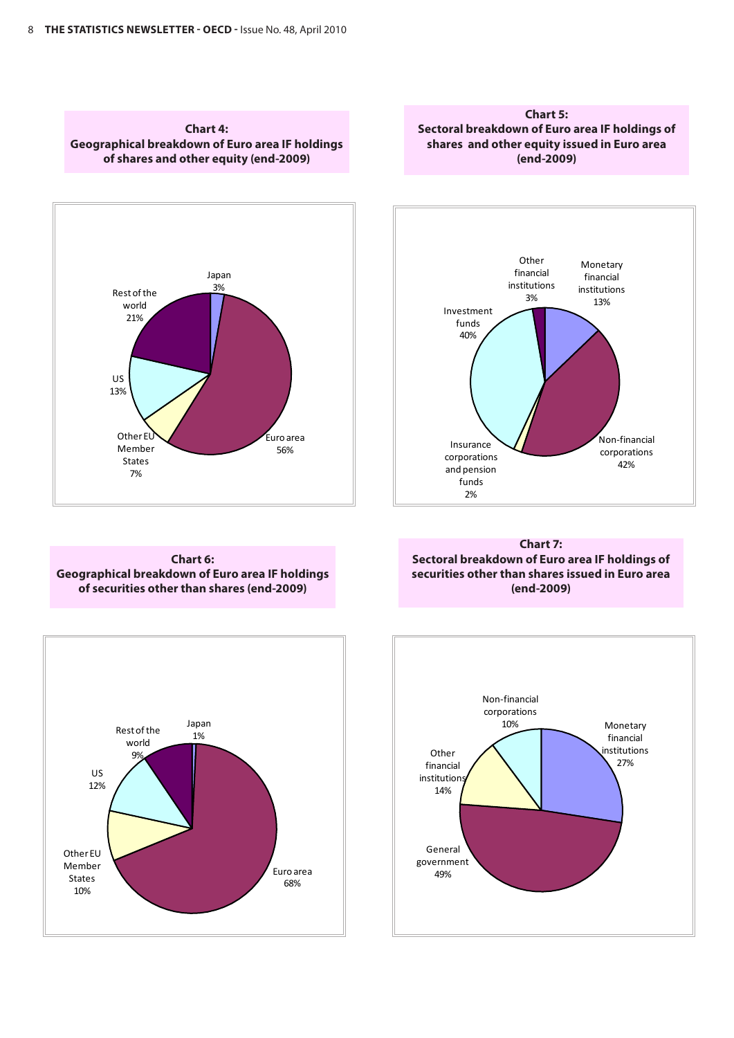**Chart 4:**
**Geographical breakdown of Euro area IF holdings of shares and other equity (end-2009)**

Japan 3%
Rest of the world 21%
US 13%
Other EU Member States 7%
Euro area 56%

**Chart 5:**
**Sectoral breakdown of Euro area IF holdings of shares and other equity issued in Euro area (end-2009)**

Other financial institutions 3%
Monetary financial institutions 13%
Investment funds 40%
Insurance corporations and pension funds 2%
Non-financial corporations 42%

**Chart 6:**
**Geographical breakdown of Euro area IF holdings of securities other than shares (end-2009)**

Japan 1%
Rest of the world 9%
US 12%
Other EU Member States 10%
Euro area 68%

**Chart 7:**
**Sectoral breakdown of Euro area IF holdings of securities other than shares issued in Euro area (end-2009)**

Non-financial corporations 10%
Monetary financial institutions 27%
Other financial institutions 14%
General government 49%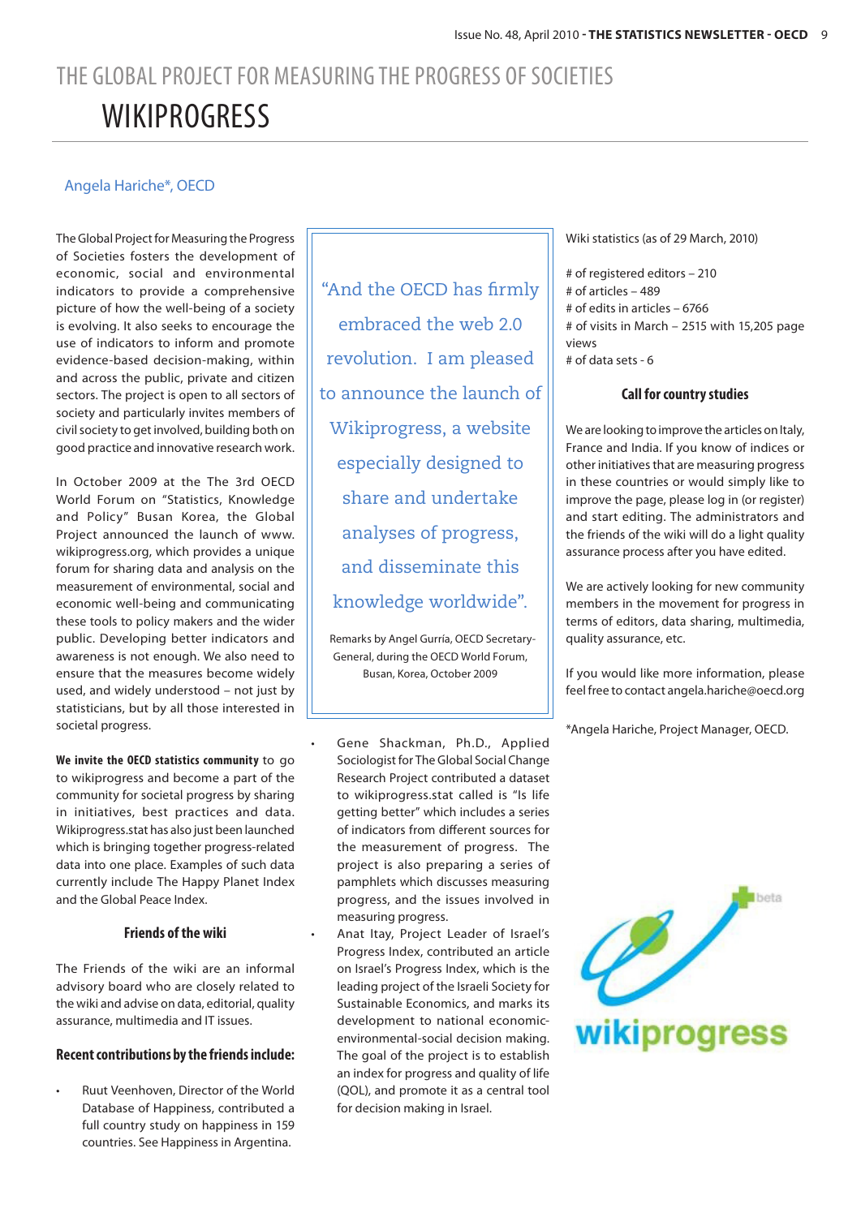# THE GLOBAL PROJECT FOR MEASURING THE PROGRESS OF SOCIETIES

## WIKIPROGRESS

Angela Hariche*, OECD

The Global Project for Measuring the Progress of Societies fosters the development of economic, social and environmental indicators to provide a comprehensive picture of how the well-being of a society is evolving. It also seeks to encourage the use of indicators to inform and promote evidence-based decision-making, within and across the public, private and citizen sectors. The project is open to all sectors of society and particularly invites members of civil society to get involved, building both on good practice and innovative research work.

In October 2009 at the The 3rd OECD World Forum on "Statistics, Knowledge and Policy" Busan Korea, the Global Project announced the launch of www.wikiprogress.org, which provides a unique forum for sharing data and analysis on the measurement of environmental, social and economic well-being and communicating these tools to policy makers and the wider public. Developing better indicators and awareness is not enough. We also need to ensure that the measures become widely used, and widely understood – not just by statisticians, but by all those interested in societal progress.

**We invite the OECD statistics community** to go to wikiprogress and become a part of the community for societal progress by sharing in initiatives, best practices and data. Wikiprogress.stat has also just been launched which is bringing together progress-related data into one place. Examples of such data currently include The Happy Planet Index and the Global Peace Index.

> "And the OECD has firmly embraced the web 2.0 revolution. I am pleased to announce the launch of Wikiprogress, a website especially designed to share and undertake analyses of progress, and disseminate this knowledge worldwide".
>
> Remarks by Angel Gurría, OECD Secretary-General, during the OECD World Forum, Busan, Korea, October 2009

### Friends of the wiki

The Friends of the wiki are an informal advisory board who are closely related to the wiki and advise on data, editorial, quality assurance, multimedia and IT issues.

### Recent contributions by the friends include:

- Ruut Veenhoven, Director of the World Database of Happiness, contributed a full country study on happiness in 159 countries. See Happiness in Argentina.
- Gene Shackman, Ph.D., Applied Sociologist for The Global Social Change Research Project contributed a dataset to wikiprogress.stat called is "Is life getting better" which includes a series of indicators from different sources for the measurement of progress. The project is also preparing a series of pamphlets which discusses measuring progress, and the issues involved in measuring progress.
- Anat Itay, Project Leader of Israel's Progress Index, contributed an article on Israel's Progress Index, which is the leading project of the Israeli Society for Sustainable Economics, and marks its development to national economic-environmental-social decision making. The goal of the project is to establish an index for progress and quality of life (QOL), and promote it as a central tool for decision making in Israel.

Wiki statistics (as of 29 March, 2010)

\# of registered editors – 210
\# of articles – 489
\# of edits in articles – 6766
\# of visits in March – 2515 with 15,205 page views
\# of data sets - 6

### Call for country studies

We are looking to improve the articles on Italy, France and India. If you know of indices or other initiatives that are measuring progress in these countries or would simply like to improve the page, please log in (or register) and start editing. The administrators and the friends of the wiki will do a light quality assurance process after you have edited.

We are actively looking for new community members in the movement for progress in terms of editors, data sharing, multimedia, quality assurance, etc.

If you would like more information, please feel free to contact angela.hariche@oecd.org

*Angela Hariche, Project Manager, OECD.

wikiprogress beta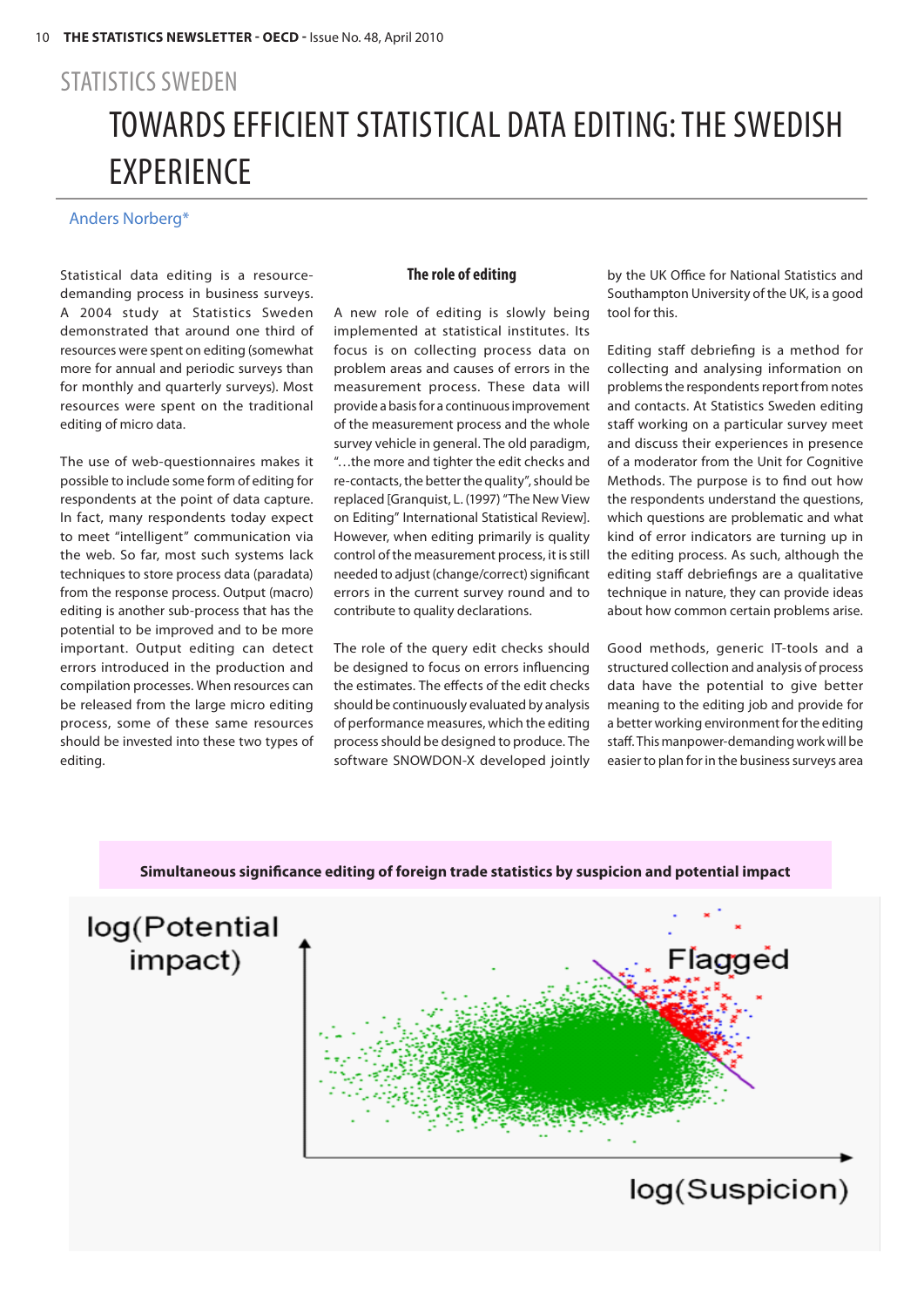STATISTICS SWEDEN

# TOWARDS EFFICIENT STATISTICAL DATA EDITING: THE SWEDISH EXPERIENCE

Anders Norberg*

Statistical data editing is a resource-demanding process in business surveys. A 2004 study at Statistics Sweden demonstrated that around one third of resources were spent on editing (somewhat more for annual and periodic surveys than for monthly and quarterly surveys). Most resources were spent on the traditional editing of micro data.

The use of web-questionnaires makes it possible to include some form of editing for respondents at the point of data capture. In fact, many respondents today expect to meet "intelligent" communication via the web. So far, most such systems lack techniques to store process data (paradata) from the response process. Output (macro) editing is another sub-process that has the potential to be improved and to be more important. Output editing can detect errors introduced in the production and compilation processes. When resources can be released from the large micro editing process, some of these same resources should be invested into these two types of editing.

## The role of editing

A new role of editing is slowly being implemented at statistical institutes. Its focus is on collecting process data on problem areas and causes of errors in the measurement process. These data will provide a basis for a continuous improvement of the measurement process and the whole survey vehicle in general. The old paradigm, "…the more and tighter the edit checks and re-contacts, the better the quality", should be replaced [Granquist, L. (1997) "The New View on Editing" International Statistical Review]. However, when editing primarily is quality control of the measurement process, it is still needed to adjust (change/correct) significant errors in the current survey round and to contribute to quality declarations.

The role of the query edit checks should be designed to focus on errors influencing the estimates. The effects of the edit checks should be continuously evaluated by analysis of performance measures, which the editing process should be designed to produce. The software SNOWDON-X developed jointly by the UK Office for National Statistics and Southampton University of the UK, is a good tool for this.

Editing staff debriefing is a method for collecting and analysing information on problems the respondents report from notes and contacts. At Statistics Sweden editing staff working on a particular survey meet and discuss their experiences in presence of a moderator from the Unit for Cognitive Methods. The purpose is to find out how the respondents understand the questions, which questions are problematic and what kind of error indicators are turning up in the editing process. As such, although the editing staff debriefings are a qualitative technique in nature, they can provide ideas about how common certain problems arise.

Good methods, generic IT-tools and a structured collection and analysis of process data have the potential to give better meaning to the editing job and provide for a better working environment for the editing staff. This manpower-demanding work will be easier to plan for in the business surveys area

**Simultaneous significance editing of foreign trade statistics by suspicion and potential impact**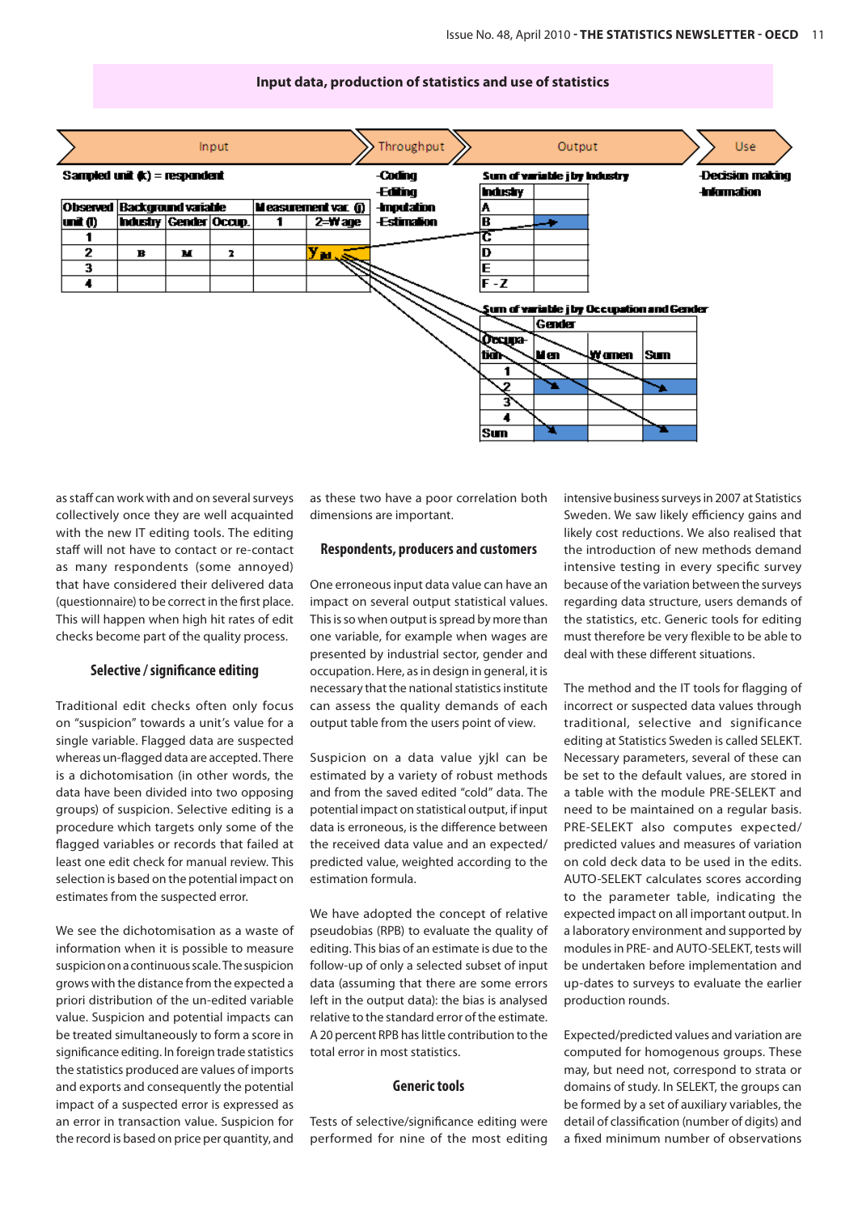## Input data, production of statistics and use of statistics

Input → Throughput → Output → Use

**Sampled unit (k) = respondent**

| Observed unit (l) | Background variable | | | Measurement var. (j) | |
|---|---|---|---|---|---|
| | Industry | Gender | Occup. | 1 | 2=Wage |
| 1 | | | | | |
| 2 | B | M | 2 | | $y_{jkl}$ |
| 3 | | | | | |
| 4 | | | | | |

**Throughput**

- Coding
- Editing
- Imputation
- Estimation

**Output**

**Sum of variable j by Industry**

| Industry | |
|---|---|
| A | |
| B | |
| C | |
| D | |
| E | |
| F - Z | |

**Sum of variable j by Occupation and Gender**

| Occupa-tion | Gender | | |
|---|---|---|---|
| | Men | Women | Sum |
| 1 | | | |
| 2 | | | |
| 3 | | | |
| 4 | | | |
| Sum | | | |

**Use**

- Decision making
- Information

as staff can work with and on several surveys collectively once they are well acquainted with the new IT editing tools. The editing staff will not have to contact or re-contact as many respondents (some annoyed) that have considered their delivered data (questionnaire) to be correct in the first place. This will happen when high hit rates of edit checks become part of the quality process.

### Selective / significance editing

Traditional edit checks often only focus on "suspicion" towards a unit's value for a single variable. Flagged data are suspected whereas un-flagged data are accepted. There is a dichotomisation (in other words, the data have been divided into two opposing groups) of suspicion. Selective editing is a procedure which targets only some of the flagged variables or records that failed at least one edit check for manual review. This selection is based on the potential impact on estimates from the suspected error.

We see the dichotomisation as a waste of information when it is possible to measure suspicion on a continuous scale. The suspicion grows with the distance from the expected a priori distribution of the un-edited variable value. Suspicion and potential impacts can be treated simultaneously to form a score in significance editing. In foreign trade statistics the statistics produced are values of imports and exports and consequently the potential impact of a suspected error is expressed as an error in transaction value. Suspicion for the record is based on price per quantity, and as these two have a poor correlation both dimensions are important.

### Respondents, producers and customers

One erroneous input data value can have an impact on several output statistical values. This is so when output is spread by more than one variable, for example when wages are presented by industrial sector, gender and occupation. Here, as in design in general, it is necessary that the national statistics institute can assess the quality demands of each output table from the users point of view.

Suspicion on a data value yjkl can be estimated by a variety of robust methods and from the saved edited "cold" data. The potential impact on statistical output, if input data is erroneous, is the difference between the received data value and an expected/predicted value, weighted according to the estimation formula.

We have adopted the concept of relative pseudobias (RPB) to evaluate the quality of editing. This bias of an estimate is due to the follow-up of only a selected subset of input data (assuming that there are some errors left in the output data): the bias is analysed relative to the standard error of the estimate. A 20 percent RPB has little contribution to the total error in most statistics.

### Generic tools

Tests of selective/significance editing were performed for nine of the most editing intensive business surveys in 2007 at Statistics Sweden. We saw likely efficiency gains and likely cost reductions. We also realised that the introduction of new methods demand intensive testing in every specific survey because of the variation between the surveys regarding data structure, users demands of the statistics, etc. Generic tools for editing must therefore be very flexible to be able to deal with these different situations.

The method and the IT tools for flagging of incorrect or suspected data values through traditional, selective and significance editing at Statistics Sweden is called SELEKT. Necessary parameters, several of these can be set to the default values, are stored in a table with the module PRE-SELEKT and need to be maintained on a regular basis. PRE-SELEKT also computes expected/predicted values and measures of variation on cold deck data to be used in the edits. AUTO-SELEKT calculates scores according to the parameter table, indicating the expected impact on all important output. In a laboratory environment and supported by modules in PRE- and AUTO-SELEKT, tests will be undertaken before implementation and up-dates to surveys to evaluate the earlier production rounds.

Expected/predicted values and variation are computed for homogenous groups. These may, but need not, correspond to strata or domains of study. In SELEKT, the groups can be formed by a set of auxiliary variables, the detail of classification (number of digits) and a fixed minimum number of observations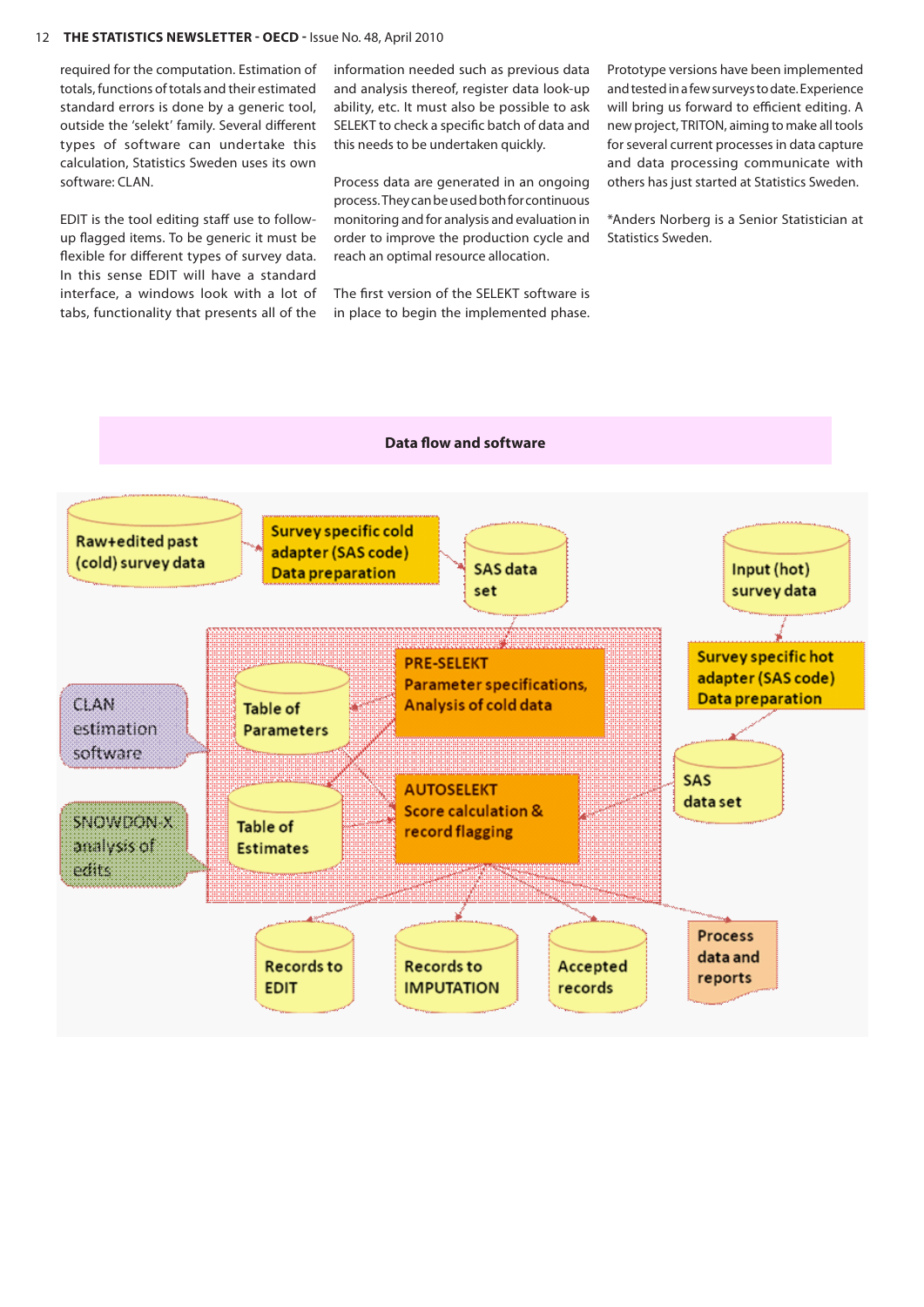required for the computation. Estimation of totals, functions of totals and their estimated standard errors is done by a generic tool, outside the 'selekt' family. Several different types of software can undertake this calculation, Statistics Sweden uses its own software: CLAN.

EDIT is the tool editing staff use to follow-up flagged items. To be generic it must be flexible for different types of survey data. In this sense EDIT will have a standard interface, a windows look with a lot of tabs, functionality that presents all of the information needed such as previous data and analysis thereof, register data look-up ability, etc. It must also be possible to ask SELEKT to check a specific batch of data and this needs to be undertaken quickly.

Process data are generated in an ongoing process. They can be used both for continuous monitoring and for analysis and evaluation in order to improve the production cycle and reach an optimal resource allocation.

The first version of the SELEKT software is in place to begin the implemented phase. Prototype versions have been implemented and tested in a few surveys to date. Experience will bring us forward to efficient editing. A new project, TRITON, aiming to make all tools for several current processes in data capture and data processing communicate with others has just started at Statistics Sweden.

*Anders Norberg is a Senior Statistician at Statistics Sweden.

**Data flow and software**

Raw+edited past (cold) survey data → Survey specific cold adapter (SAS code) Data preparation → SAS data set → PRE-SELEKT Parameter specifications, Analysis of cold data

Input (hot) survey data → Survey specific hot adapter (SAS code) Data preparation → SAS data set → AUTOSELEKT Score calculation & record flagging

PRE-SELEKT → Table of Parameters; PRE-SELEKT → Table of Estimates; Table of Parameters → AUTOSELEKT; Table of Estimates → AUTOSELEKT

CLAN estimation software; SNOWDON-X analysis of edits

AUTOSELEKT → Records to EDIT; Records to IMPUTATION; Accepted records; Process data and reports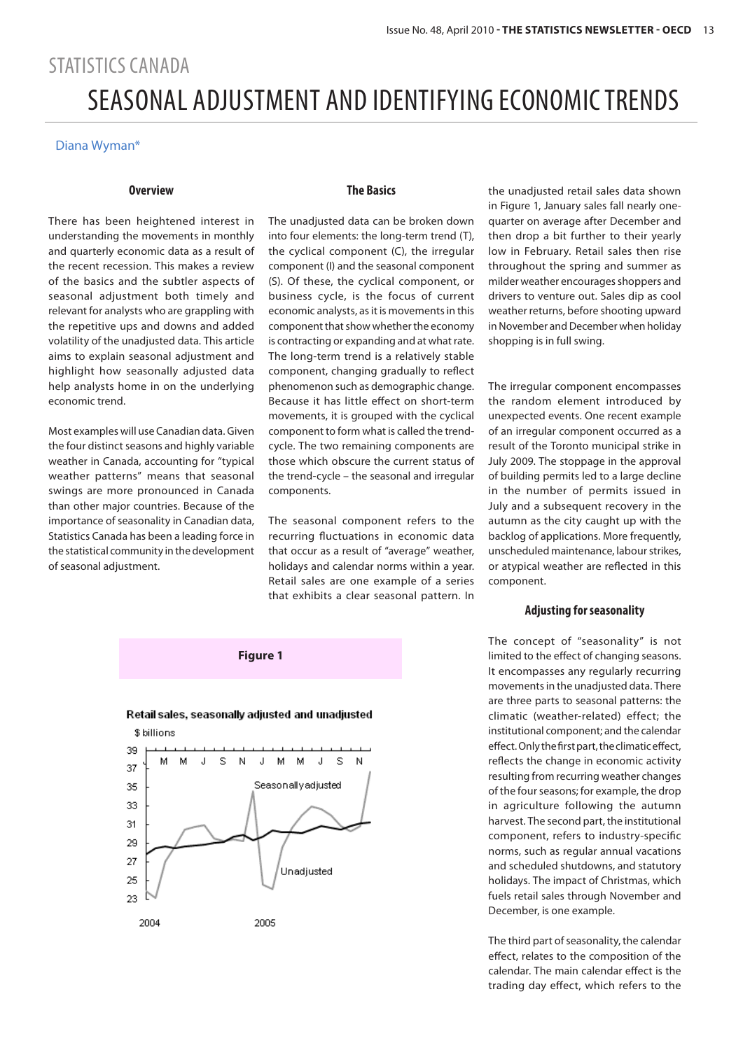STATISTICS CANADA

# SEASONAL ADJUSTMENT AND IDENTIFYING ECONOMIC TRENDS

Diana Wyman*

### Overview

There has been heightened interest in understanding the movements in monthly and quarterly economic data as a result of the recent recession. This makes a review of the basics and the subtler aspects of seasonal adjustment both timely and relevant for analysts who are grappling with the repetitive ups and downs and added volatility of the unadjusted data. This article aims to explain seasonal adjustment and highlight how seasonally adjusted data help analysts home in on the underlying economic trend.

Most examples will use Canadian data. Given the four distinct seasons and highly variable weather in Canada, accounting for "typical weather patterns" means that seasonal swings are more pronounced in Canada than other major countries. Because of the importance of seasonality in Canadian data, Statistics Canada has been a leading force in the statistical community in the development of seasonal adjustment.

### The Basics

The unadjusted data can be broken down into four elements: the long-term trend (T), the cyclical component (C), the irregular component (I) and the seasonal component (S). Of these, the cyclical component, or business cycle, is the focus of current economic analysts, as it is movements in this component that show whether the economy is contracting or expanding and at what rate. The long-term trend is a relatively stable component, changing gradually to reflect phenomenon such as demographic change. Because it has little effect on short-term movements, it is grouped with the cyclical component to form what is called the trend-cycle. The two remaining components are those which obscure the current status of the trend-cycle – the seasonal and irregular components.

The seasonal component refers to the recurring fluctuations in economic data that occur as a result of "average" weather, holidays and calendar norms within a year. Retail sales are one example of a series that exhibits a clear seasonal pattern. In the unadjusted retail sales data shown in Figure 1, January sales fall nearly one-quarter on average after December and then drop a bit further to their yearly low in February. Retail sales then rise throughout the spring and summer as milder weather encourages shoppers and drivers to venture out. Sales dip as cool weather returns, before shooting upward in November and December when holiday shopping is in full swing.

**Figure 1**

Retail sales, seasonally adjusted and unadjusted

The irregular component encompasses the random element introduced by unexpected events. One recent example of an irregular component occurred as a result of the Toronto municipal strike in July 2009. The stoppage in the approval of building permits led to a large decline in the number of permits issued in July and a subsequent recovery in the autumn as the city caught up with the backlog of applications. More frequently, unscheduled maintenance, labour strikes, or atypical weather are reflected in this component.

### Adjusting for seasonality

The concept of "seasonality" is not limited to the effect of changing seasons. It encompasses any regularly recurring movements in the unadjusted data. There are three parts to seasonal patterns: the climatic (weather-related) effect; the institutional component; and the calendar effect. Only the first part, the climatic effect, reflects the change in economic activity resulting from recurring weather changes of the four seasons; for example, the drop in agriculture following the autumn harvest. The second part, the institutional component, refers to industry-specific norms, such as regular annual vacations and scheduled shutdowns, labour strikes, and statutory holidays. The impact of Christmas, which fuels retail sales through November and December, is one example.

The third part of seasonality, the calendar effect, relates to the composition of the calendar. The main calendar effect is the trading day effect, which refers to the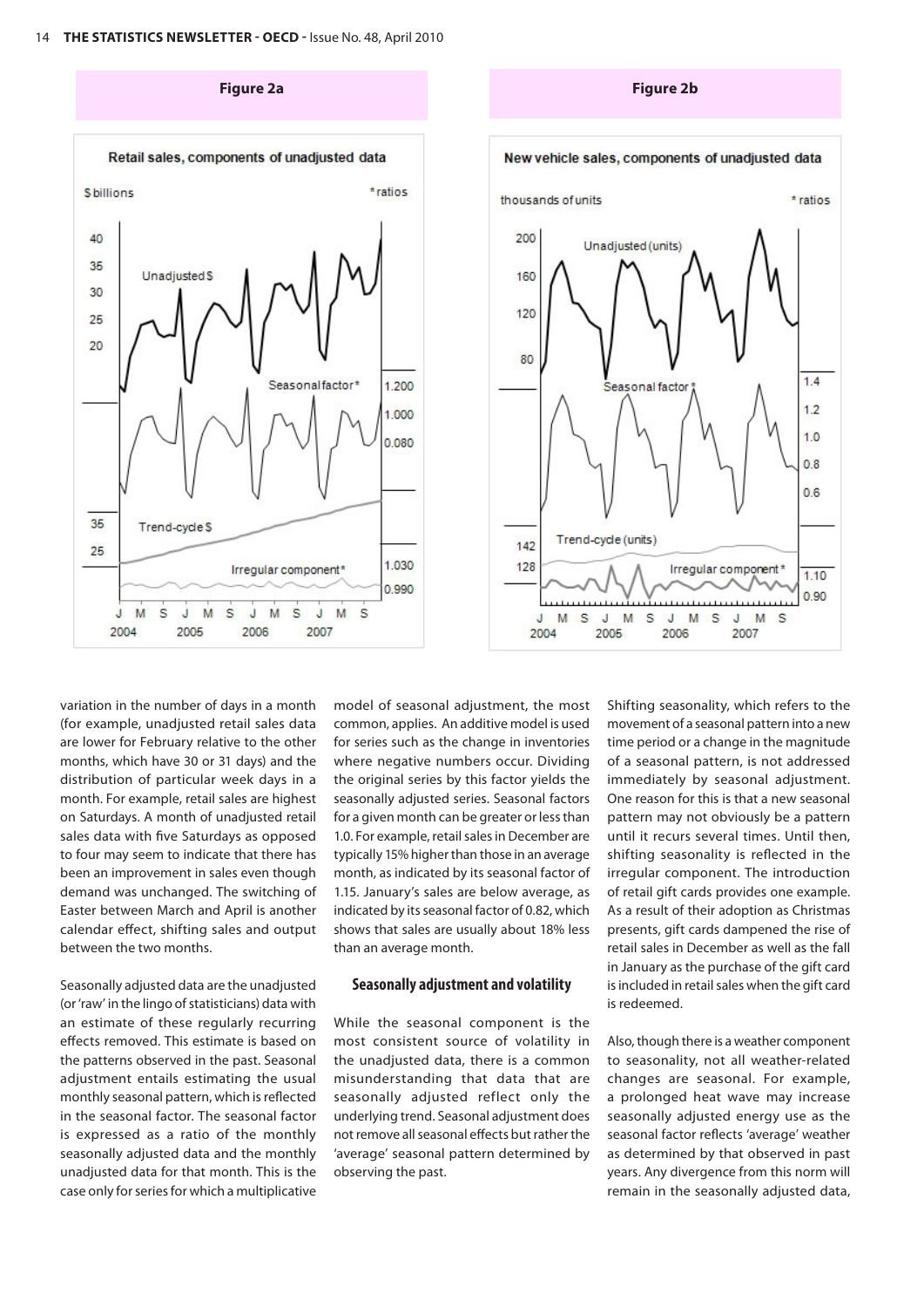**Figure 2a**

Retail sales, components of unadjusted data

**Figure 2b**

New vehicle sales, components of unadjusted data

variation in the number of days in a month (for example, unadjusted retail sales data are lower for February relative to the other months, which have 30 or 31 days) and the distribution of particular week days in a month. For example, retail sales are highest on Saturdays. A month of unadjusted retail sales data with five Saturdays as opposed to four may seem to indicate that there has been an improvement in sales even though demand was unchanged. The switching of Easter between March and April is another calendar effect, shifting sales and output between the two months.

Seasonally adjusted data are the unadjusted (or 'raw' in the lingo of statisticians) data with an estimate of these regularly recurring effects removed. This estimate is based on the patterns observed in the past. Seasonal adjustment entails estimating the usual monthly seasonal pattern, which is reflected in the seasonal factor. The seasonal factor is expressed as a ratio of the monthly seasonally adjusted data and the monthly unadjusted data for that month. This is the case only for series for which a multiplicative model of seasonal adjustment, the most common, applies. An additive model is used for series such as the change in inventories where negative numbers occur. Dividing the original series by this factor yields the seasonally adjusted series. Seasonal factors for a given month can be greater or less than 1.0. For example, retail sales in December are typically 15% higher than those in an average month, as indicated by its seasonal factor of 1.15. January's sales are below average, as indicated by its seasonal factor of 0.82, which shows that sales are usually about 18% less than an average month.

### Seasonally adjustment and volatility

While the seasonal component is the most consistent source of volatility in the unadjusted data, there is a common misunderstanding that data that are seasonally adjusted reflect only the underlying trend. Seasonal adjustment does not remove all seasonal effects but rather the 'average' seasonal pattern determined by observing the past.

Shifting seasonality, which refers to the movement of a seasonal pattern into a new time period or a change in the magnitude of a seasonal pattern, is not addressed immediately by seasonal adjustment. One reason for this is that a new seasonal pattern may not obviously be a pattern until it recurs several times. Until then, shifting seasonality is reflected in the irregular component. The introduction of retail gift cards provides one example. As a result of their adoption as Christmas presents, gift cards dampened the rise of retail sales in December as well as the fall in January as the purchase of the gift card is included in retail sales when the gift card is redeemed.

Also, though there is a weather component to seasonality, not all weather-related changes are seasonal. For example, a prolonged heat wave may increase seasonally adjusted energy use as the seasonal factor reflects 'average' weather as determined by that observed in past years. Any divergence from this norm will remain in the seasonally adjusted data,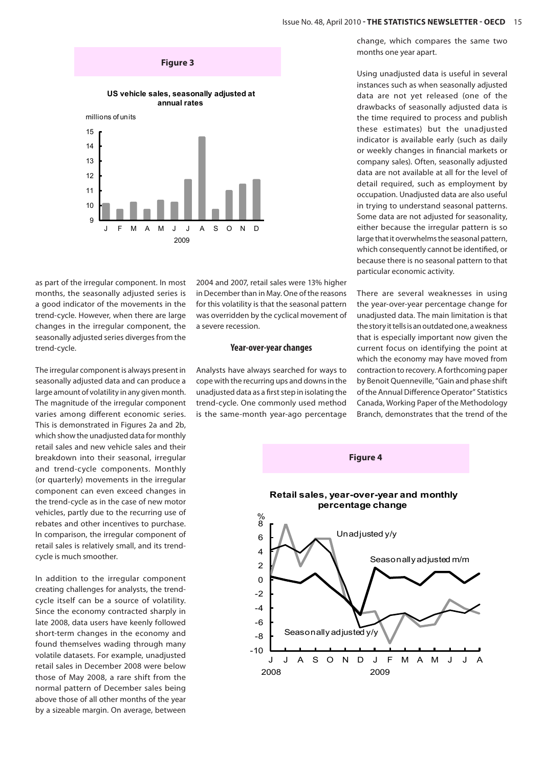**Figure 3**

**US vehicle sales, seasonally adjusted at annual rates**

as part of the irregular component. In most months, the seasonally adjusted series is a good indicator of the movements in the trend-cycle. However, when there are large changes in the irregular component, the seasonally adjusted series diverges from the trend-cycle.

The irregular component is always present in seasonally adjusted data and can produce a large amount of volatility in any given month. The magnitude of the irregular component varies among different economic series. This is demonstrated in Figures 2a and 2b, which show the unadjusted data for monthly retail sales and new vehicle sales and their breakdown into their seasonal, irregular and trend-cycle components. Monthly (or quarterly) movements in the irregular component can even exceed changes in the trend-cycle as in the case of new motor vehicles, partly due to the recurring use of rebates and other incentives to purchase. In comparison, the irregular component of retail sales is relatively small, and its trend-cycle is much smoother.

In addition to the irregular component creating challenges for analysts, the trend-cycle itself can be a source of volatility. Since the economy contracted sharply in late 2008, data users have keenly followed short-term changes in the economy and found themselves wading through many volatile datasets. For example, unadjusted retail sales in December 2008 were below those of May 2008, a rare shift from the normal pattern of December sales being above those of all other months of the year by a sizeable margin. On average, between 2004 and 2007, retail sales were 13% higher in December than in May. One of the reasons for this volatility is that the seasonal pattern was overridden by the cyclical movement of a severe recession.

### Year-over-year changes

Analysts have always searched for ways to cope with the recurring ups and downs in the unadjusted data as a first step in isolating the trend-cycle. One commonly used method is the same-month year-ago percentage change, which compares the same two months one year apart.

Using unadjusted data is useful in several instances such as when seasonally adjusted data are not yet released (one of the drawbacks of seasonally adjusted data is the time required to process and publish these estimates) but the unadjusted indicator is available early (such as daily or weekly changes in financial markets or company sales). Often, seasonally adjusted data are not available at all for the level of detail required, such as employment by occupation. Unadjusted data are also useful in trying to understand seasonal patterns. Some data are not adjusted for seasonality, either because the irregular pattern is so large that it overwhelms the seasonal pattern, which consequently cannot be identified, or because there is no seasonal pattern to that particular economic activity.

There are several weaknesses in using the year-over-year percentage change for unadjusted data. The main limitation is that the story it tells is an outdated one, a weakness that is especially important now given the current focus on identifying the point at which the economy may have moved from contraction to recovery. A forthcoming paper by Benoit Quenneville, "Gain and phase shift of the Annual Difference Operator" Statistics Canada, Working Paper of the Methodology Branch, demonstrates that the trend of the

**Figure 4**

**Retail sales, year-over-year and monthly percentage change**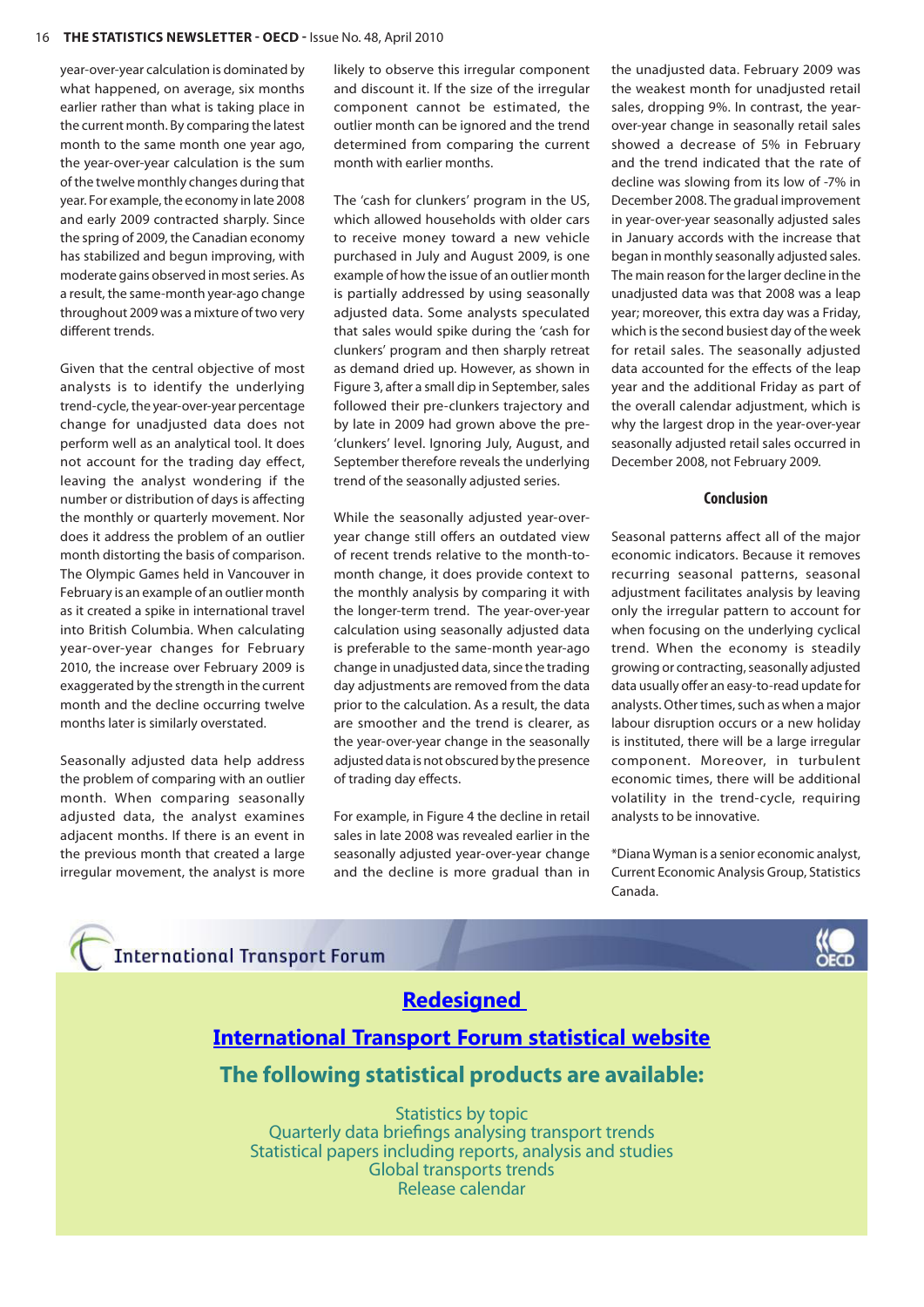year-over-year calculation is dominated by what happened, on average, six months earlier rather than what is taking place in the current month. By comparing the latest month to the same month one year ago, the year-over-year calculation is the sum of the twelve monthly changes during that year. For example, the economy in late 2008 and early 2009 contracted sharply. Since the spring of 2009, the Canadian economy has stabilized and begun improving, with moderate gains observed in most series. As a result, the same-month year-ago change throughout 2009 was a mixture of two very different trends.

Given that the central objective of most analysts is to identify the underlying trend-cycle, the year-over-year percentage change for unadjusted data does not perform well as an analytical tool. It does not account for the trading day effect, leaving the analyst wondering if the number or distribution of days is affecting the monthly or quarterly movement. Nor does it address the problem of an outlier month distorting the basis of comparison. The Olympic Games held in Vancouver in February is an example of an outlier month as it created a spike in international travel into British Columbia. When calculating year-over-year changes for February 2010, the increase over February 2009 is exaggerated by the strength in the current month and the decline occurring twelve months later is similarly overstated.

Seasonally adjusted data help address the problem of comparing with an outlier month. When comparing seasonally adjusted data, the analyst examines adjacent months. If there is an event in the previous month that created a large irregular movement, the analyst is more likely to observe this irregular component and discount it. If the size of the irregular component cannot be estimated, the outlier month can be ignored and the trend determined from comparing the current month with earlier months.

The 'cash for clunkers' program in the US, which allowed households with older cars to receive money toward a new vehicle purchased in July and August 2009, is one example of how the issue of an outlier month is partially addressed by using seasonally adjusted data. Some analysts speculated that sales would spike during the 'cash for clunkers' program and then sharply retreat as demand dried up. However, as shown in Figure 3, after a small dip in September, sales followed their pre-clunkers trajectory and by late in 2009 had grown above the pre-'clunkers' level. Ignoring July, August, and September therefore reveals the underlying trend of the seasonally adjusted series.

While the seasonally adjusted year-over-year change still offers an outdated view of recent trends relative to the month-to-month change, it does provide context to the monthly analysis by comparing it with the longer-term trend. The year-over-year calculation using seasonally adjusted data is preferable to the same-month year-ago change in unadjusted data, since the trading day adjustments are removed from the data prior to the calculation. As a result, the data are smoother and the trend is clearer, as the year-over-year change in the seasonally adjusted data is not obscured by the presence of trading day effects.

For example, in Figure 4 the decline in retail sales in late 2008 was revealed earlier in the seasonally adjusted year-over-year change and the decline is more gradual than in the unadjusted data. February 2009 was the weakest month for unadjusted retail sales, dropping 9%. In contrast, the year-over-year change in seasonally retail sales showed a decrease of 5% in February and the trend indicated that the rate of decline was slowing from its low of -7% in December 2008. The gradual improvement in year-over-year seasonally adjusted sales in January accords with the increase that began in monthly seasonally adjusted sales. The main reason for the larger decline in the unadjusted data was that 2008 was a leap year; moreover, this extra day was a Friday, which is the second busiest day of the week for retail sales. The seasonally adjusted data accounted for the effects of the leap year and the additional Friday as part of the overall calendar adjustment, which is why the largest drop in the year-over-year seasonally adjusted retail sales occurred in December 2008, not February 2009.

### Conclusion

Seasonal patterns affect all of the major economic indicators. Because it removes recurring seasonal patterns, seasonal adjustment facilitates analysis by leaving only the irregular pattern to account for when focusing on the underlying cyclical trend. When the economy is steadily growing or contracting, seasonally adjusted data usually offer an easy-to-read update for analysts. Other times, such as when a major labour disruption occurs or a new holiday is instituted, there will be a large irregular component. Moreover, in turbulent economic times, there will be additional volatility in the trend-cycle, requiring analysts to be innovative.

*Diana Wyman is a senior economic analyst, Current Economic Analysis Group, Statistics Canada.

---

International Transport Forum

## Redesigned International Transport Forum statistical website

### The following statistical products are available:

Statistics by topic
Quarterly data briefings analysing transport trends
Statistical papers including reports, analysis and studies
Global transports trends
Release calendar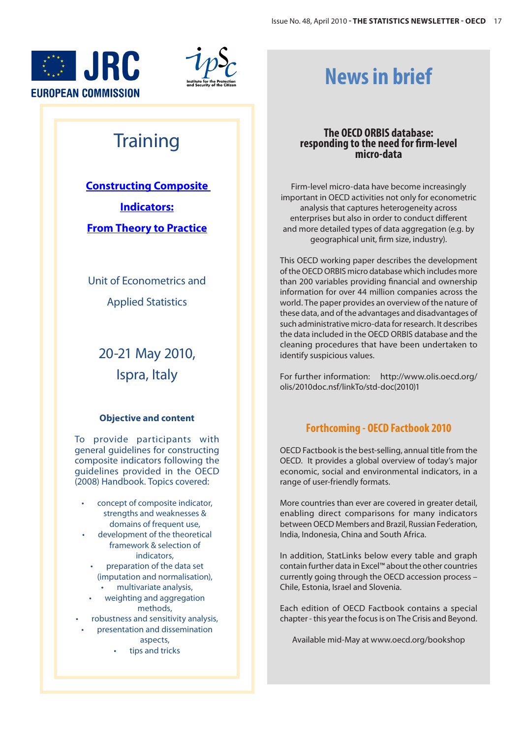JRC
EUROPEAN COMMISSION

ipSc
Institute for the Protection and Security of the Citizen

# Training

**Constructing Composite Indicators: From Theory to Practice**

Unit of Econometrics and Applied Statistics

20-21 May 2010, Ispra, Italy

**Objective and content**

To provide participants with general guidelines for constructing composite indicators following the guidelines provided in the OECD (2008) Handbook. Topics covered:

- concept of composite indicator, strengths and weaknesses & domains of frequent use,
- development of the theoretical framework & selection of indicators,
- preparation of the data set (imputation and normalisation),
- multivariate analysis,
- weighting and aggregation methods,
- robustness and sensitivity analysis,
- presentation and dissemination aspects,
- tips and tricks

# News in brief

## The OECD ORBIS database: responding to the need for firm-level micro-data

Firm-level micro-data have become increasingly important in OECD activities not only for econometric analysis that captures heterogeneity across enterprises but also in order to conduct different and more detailed types of data aggregation (e.g. by geographical unit, firm size, industry).

This OECD working paper describes the development of the OECD ORBIS micro database which includes more than 200 variables providing financial and ownership information for over 44 million companies across the world. The paper provides an overview of the nature of these data, and of the advantages and disadvantages of such administrative micro-data for research. It describes the data included in the OECD ORBIS database and the cleaning procedures that have been undertaken to identify suspicious values.

For further information: http://www.olis.oecd.org/olis/2010doc.nsf/linkTo/std-doc(2010)1

## Forthcoming - OECD Factbook 2010

OECD Factbook is the best-selling, annual title from the OECD. It provides a global overview of today's major economic, social and environmental indicators, in a range of user-friendly formats.

More countries than ever are covered in greater detail, enabling direct comparisons for many indicators between OECD Members and Brazil, Russian Federation, India, Indonesia, China and South Africa.

In addition, StatLinks below every table and graph contain further data in Excel™ about the other countries currently going through the OECD accession process – Chile, Estonia, Israel and Slovenia.

Each edition of OECD Factbook contains a special chapter - this year the focus is on The Crisis and Beyond.

Available mid-May at www.oecd.org/bookshop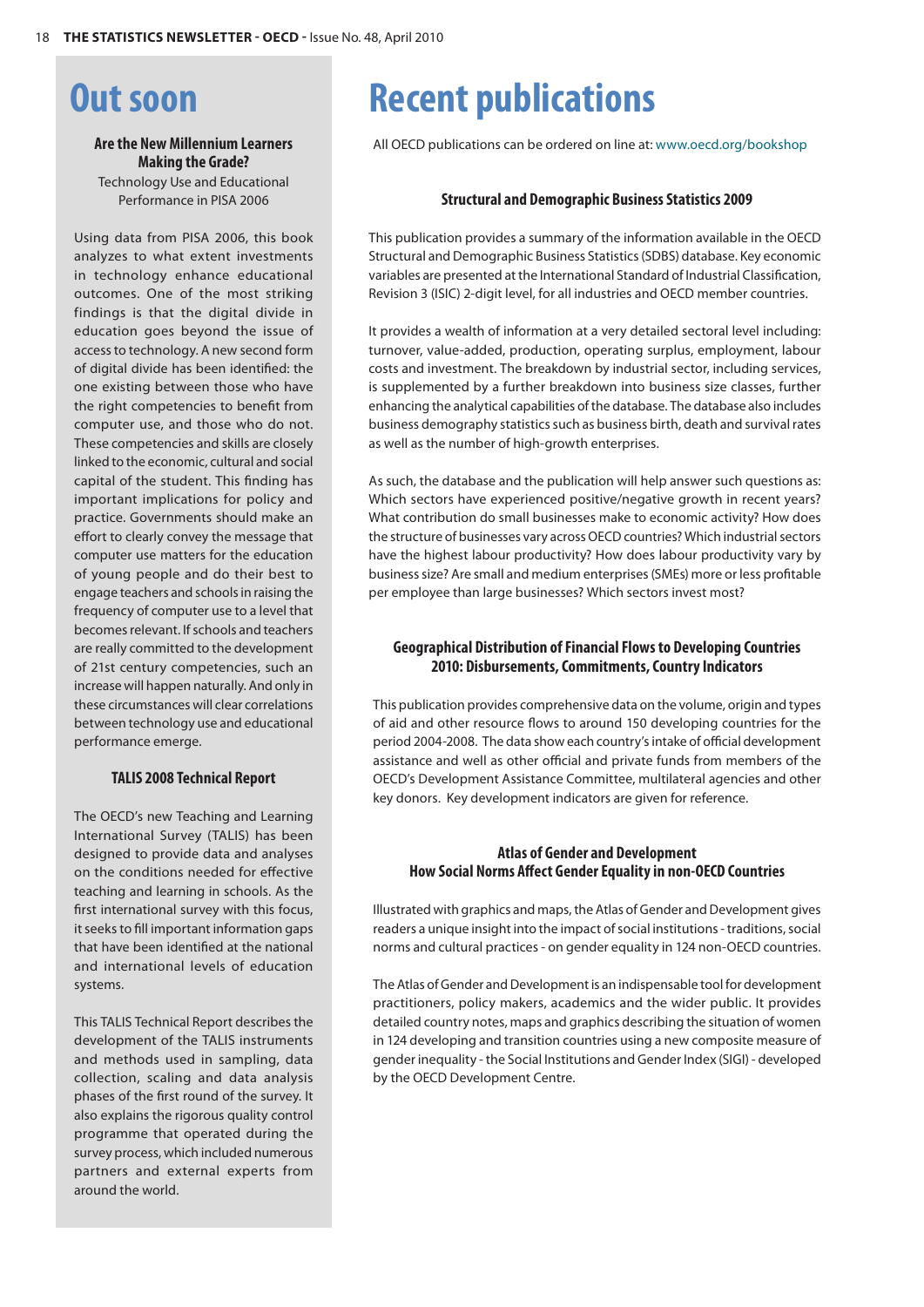# Out soon

### Are the New Millennium Learners Making the Grade?

Technology Use and Educational Performance in PISA 2006

Using data from PISA 2006, this book analyzes to what extent investments in technology enhance educational outcomes. One of the most striking findings is that the digital divide in education goes beyond the issue of access to technology. A new second form of digital divide has been identified: the one existing between those who have the right competencies to benefit from computer use, and those who do not. These competencies and skills are closely linked to the economic, cultural and social capital of the student. This finding has important implications for policy and practice. Governments should make an effort to clearly convey the message that computer use matters for the education of young people and do their best to engage teachers and schools in raising the frequency of computer use to a level that becomes relevant. If schools and teachers are really committed to the development of 21st century competencies, such an increase will happen naturally. And only in these circumstances will clear correlations between technology use and educational performance emerge.

### TALIS 2008 Technical Report

The OECD's new Teaching and Learning International Survey (TALIS) has been designed to provide data and analyses on the conditions needed for effective teaching and learning in schools. As the first international survey with this focus, it seeks to fill important information gaps that have been identified at the national and international levels of education systems.

This TALIS Technical Report describes the development of the TALIS instruments and methods used in sampling, data collection, scaling and data analysis phases of the first round of the survey. It also explains the rigorous quality control programme that operated during the survey process, which included numerous partners and external experts from around the world.

# Recent publications

All OECD publications can be ordered on line at: www.oecd.org/bookshop

### Structural and Demographic Business Statistics 2009

This publication provides a summary of the information available in the OECD Structural and Demographic Business Statistics (SDBS) database. Key economic variables are presented at the International Standard of Industrial Classification, Revision 3 (ISIC) 2-digit level, for all industries and OECD member countries.

It provides a wealth of information at a very detailed sectoral level including: turnover, value-added, production, operating surplus, employment, labour costs and investment. The breakdown by industrial sector, including services, is supplemented by a further breakdown into business size classes, further enhancing the analytical capabilities of the database. The database also includes business demography statistics such as business birth, death and survival rates as well as the number of high-growth enterprises.

As such, the database and the publication will help answer such questions as: Which sectors have experienced positive/negative growth in recent years? What contribution do small businesses make to economic activity? How does the structure of businesses vary across OECD countries? Which industrial sectors have the highest labour productivity? How does labour productivity vary by business size? Are small and medium enterprises (SMEs) more or less profitable per employee than large businesses? Which sectors invest most?

### Geographical Distribution of Financial Flows to Developing Countries 2010: Disbursements, Commitments, Country Indicators

This publication provides comprehensive data on the volume, origin and types of aid and other resource flows to around 150 developing countries for the period 2004-2008. The data show each country's intake of official development assistance and well as other official and private funds from members of the OECD's Development Assistance Committee, multilateral agencies and other key donors. Key development indicators are given for reference.

### Atlas of Gender and Development How Social Norms Affect Gender Equality in non-OECD Countries

Illustrated with graphics and maps, the Atlas of Gender and Development gives readers a unique insight into the impact of social institutions - traditions, social norms and cultural practices - on gender equality in 124 non-OECD countries.

The Atlas of Gender and Development is an indispensable tool for development practitioners, policy makers, academics and the wider public. It provides detailed country notes, maps and graphics describing the situation of women in 124 developing and transition countries using a new composite measure of gender inequality - the Social Institutions and Gender Index (SIGI) - developed by the OECD Development Centre.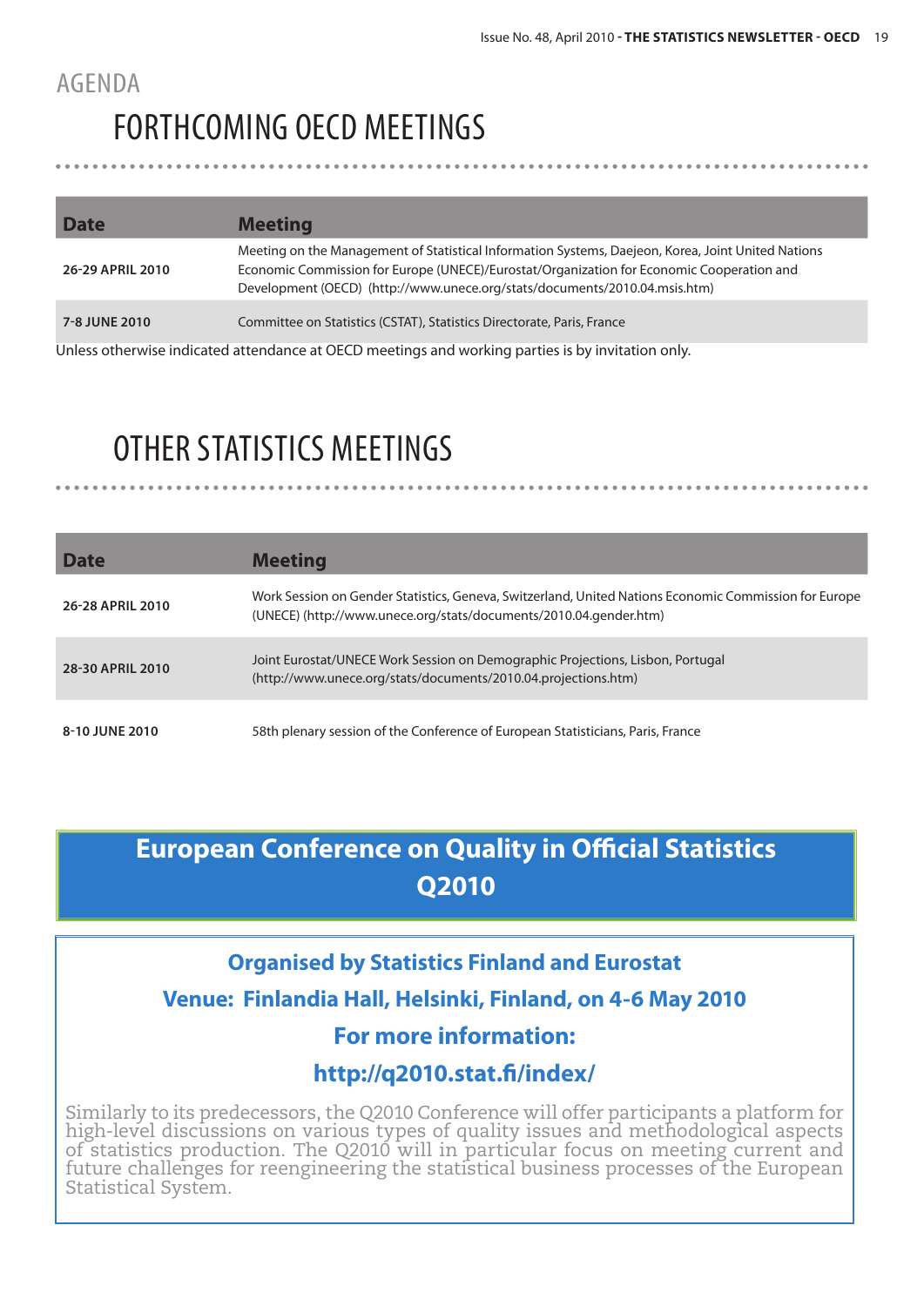# AGENDA

## FORTHCOMING OECD MEETINGS

| Date | Meeting |
|---|---|
| **26-29 APRIL 2010** | Meeting on the Management of Statistical Information Systems, Daejeon, Korea, Joint United Nations Economic Commission for Europe (UNECE)/Eurostat/Organization for Economic Cooperation and Development (OECD) (http://www.unece.org/stats/documents/2010.04.msis.htm) |
| **7-8 JUNE 2010** | Committee on Statistics (CSTAT), Statistics Directorate, Paris, France |

Unless otherwise indicated attendance at OECD meetings and working parties is by invitation only.

## OTHER STATISTICS MEETINGS

| Date | Meeting |
|---|---|
| **26-28 APRIL 2010** | Work Session on Gender Statistics, Geneva, Switzerland, United Nations Economic Commission for Europe (UNECE) (http://www.unece.org/stats/documents/2010.04.gender.htm) |
| **28-30 APRIL 2010** | Joint Eurostat/UNECE Work Session on Demographic Projections, Lisbon, Portugal (http://www.unece.org/stats/documents/2010.04.projections.htm) |
| **8-10 JUNE 2010** | 58th plenary session of the Conference of European Statisticians, Paris, France |

## European Conference on Quality in Official Statistics Q2010

**Organised by Statistics Finland and Eurostat**

**Venue: Finlandia Hall, Helsinki, Finland, on 4-6 May 2010**

**For more information:**

**http://q2010.stat.fi/index/**

Similarly to its predecessors, the Q2010 Conference will offer participants a platform for high-level discussions on various types of quality issues and methodological aspects of statistics production. The Q2010 will in particular focus on meeting current and future challenges for reengineering the statistical business processes of the European Statistical System.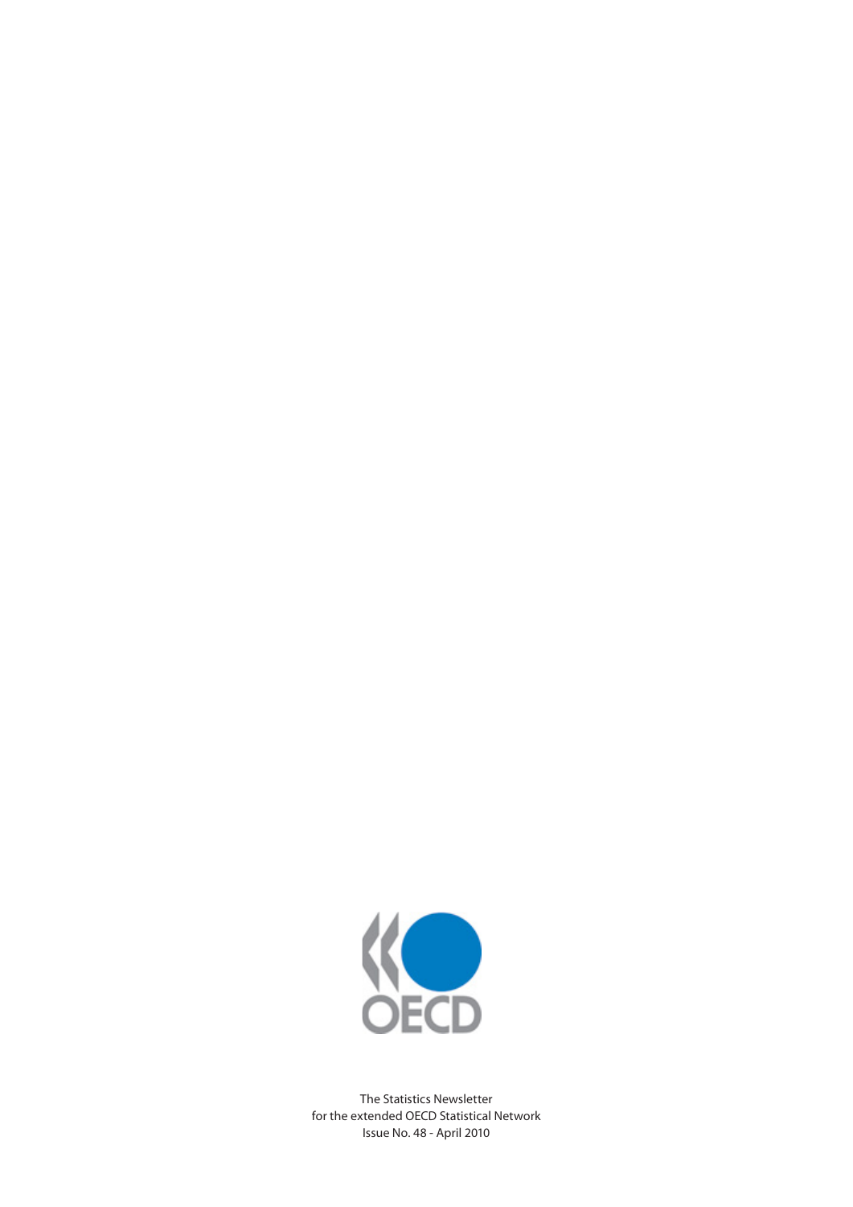OECD

The Statistics Newsletter
for the extended OECD Statistical Network
Issue No. 48 - April 2010